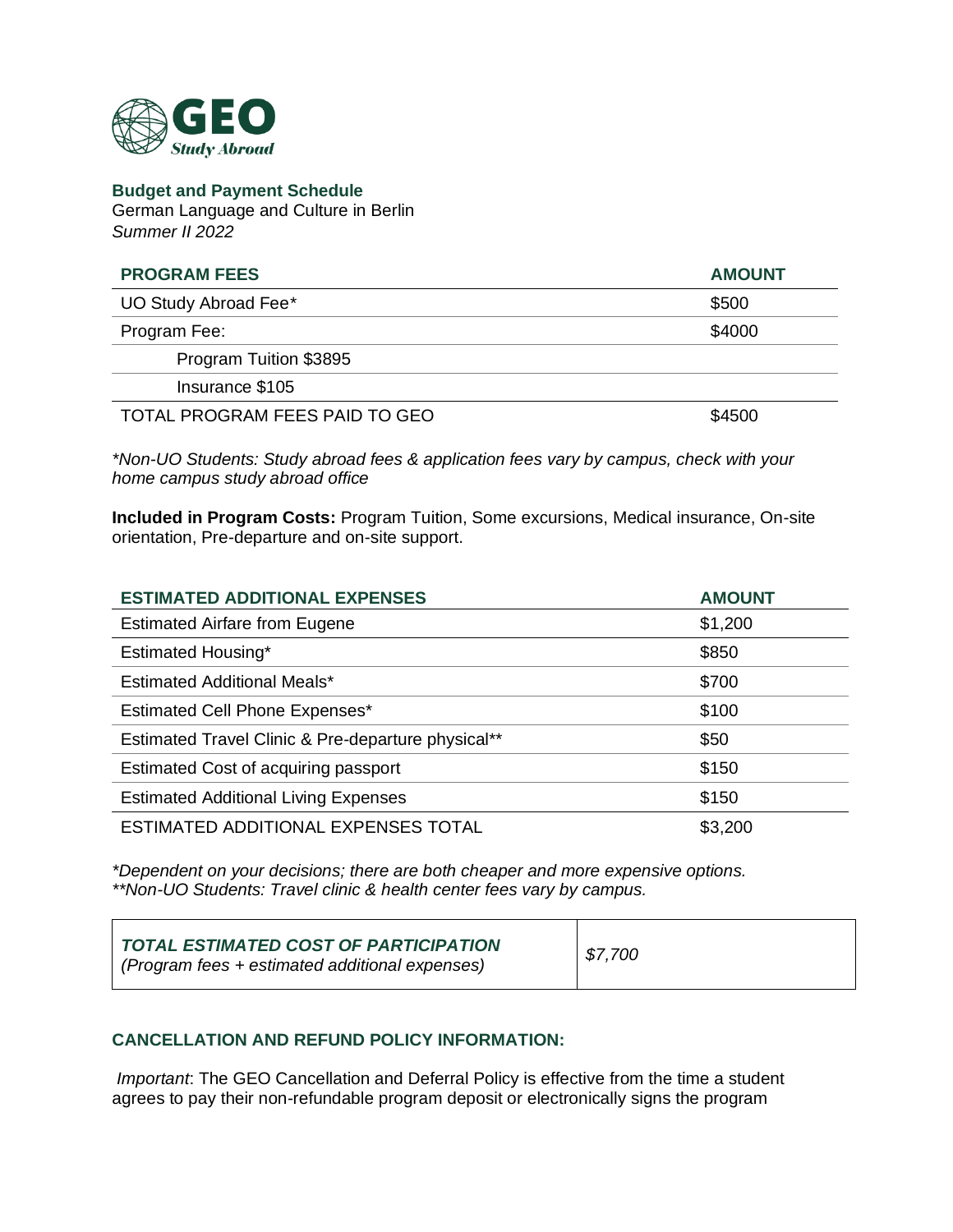**GEO** *Study Abroad*

## Budget and Payment Schedule

German Language and Culture in Berlin
*Summer II 2022*

| PROGRAM FEES | AMOUNT |
|---|---|
| UO Study Abroad Fee* | $500 |
| Program Fee: | $4000 |
| Program Tuition $3895 | |
| Insurance $105 | |
| TOTAL PROGRAM FEES PAID TO GEO | $4500 |

*\*Non-UO Students: Study abroad fees & application fees vary by campus, check with your home campus study abroad office*

**Included in Program Costs:** Program Tuition, Some excursions, Medical insurance, On-site orientation, Pre-departure and on-site support.

| ESTIMATED ADDITIONAL EXPENSES | AMOUNT |
|---|---|
| Estimated Airfare from Eugene | $1,200 |
| Estimated Housing* | $850 |
| Estimated Additional Meals* | $700 |
| Estimated Cell Phone Expenses* | $100 |
| Estimated Travel Clinic & Pre-departure physical** | $50 |
| Estimated Cost of acquiring passport | $150 |
| Estimated Additional Living Expenses | $150 |
| ESTIMATED ADDITIONAL EXPENSES TOTAL | $3,200 |

*\*Dependent on your decisions; there are both cheaper and more expensive options.*
*\*\*Non-UO Students: Travel clinic & health center fees vary by campus.*

| ***TOTAL ESTIMATED COST OF PARTICIPATION*** *(Program fees + estimated additional expenses)* | *$7,700* |
|---|---|

## CANCELLATION AND REFUND POLICY INFORMATION:

*Important*: The GEO Cancellation and Deferral Policy is effective from the time a student agrees to pay their non-refundable program deposit or electronically signs the program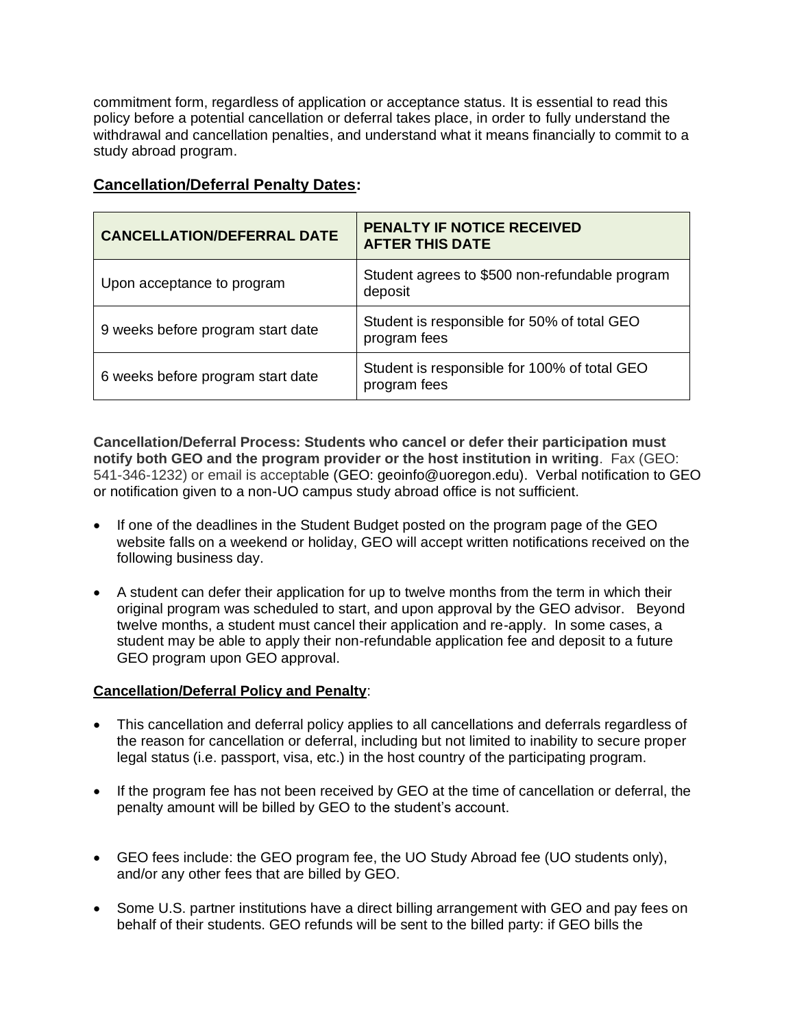commitment form, regardless of application or acceptance status. It is essential to read this policy before a potential cancellation or deferral takes place, in order to fully understand the withdrawal and cancellation penalties, and understand what it means financially to commit to a study abroad program.

**Cancellation/Deferral Penalty Dates:**

| CANCELLATION/DEFERRAL DATE | PENALTY IF NOTICE RECEIVED AFTER THIS DATE |
|---|---|
| Upon acceptance to program | Student agrees to $500 non-refundable program deposit |
| 9 weeks before program start date | Student is responsible for 50% of total GEO program fees |
| 6 weeks before program start date | Student is responsible for 100% of total GEO program fees |

**Cancellation/Deferral Process: Students who cancel or defer their participation must notify both GEO and the program provider or the host institution in writing**. Fax (GEO: 541-346-1232) or email is acceptable (GEO: geoinfo@uoregon.edu). Verbal notification to GEO or notification given to a non-UO campus study abroad office is not sufficient.

- If one of the deadlines in the Student Budget posted on the program page of the GEO website falls on a weekend or holiday, GEO will accept written notifications received on the following business day.
- A student can defer their application for up to twelve months from the term in which their original program was scheduled to start, and upon approval by the GEO advisor. Beyond twelve months, a student must cancel their application and re-apply. In some cases, a student may be able to apply their non-refundable application fee and deposit to a future GEO program upon GEO approval.

**Cancellation/Deferral Policy and Penalty**:

- This cancellation and deferral policy applies to all cancellations and deferrals regardless of the reason for cancellation or deferral, including but not limited to inability to secure proper legal status (i.e. passport, visa, etc.) in the host country of the participating program.
- If the program fee has not been received by GEO at the time of cancellation or deferral, the penalty amount will be billed by GEO to the student's account.
- GEO fees include: the GEO program fee, the UO Study Abroad fee (UO students only), and/or any other fees that are billed by GEO.
- Some U.S. partner institutions have a direct billing arrangement with GEO and pay fees on behalf of their students. GEO refunds will be sent to the billed party: if GEO bills the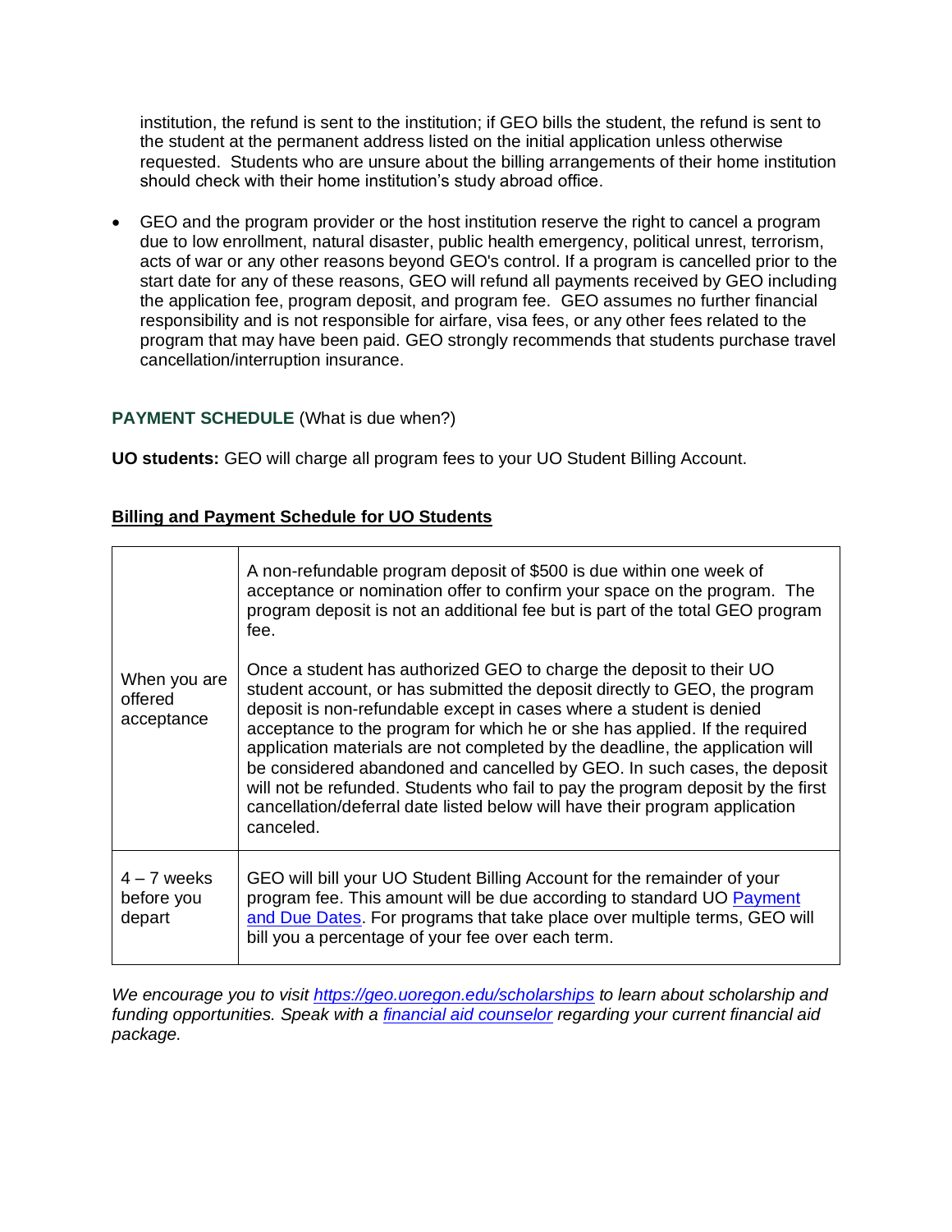institution, the refund is sent to the institution; if GEO bills the student, the refund is sent to the student at the permanent address listed on the initial application unless otherwise requested. Students who are unsure about the billing arrangements of their home institution should check with their home institution's study abroad office.

- GEO and the program provider or the host institution reserve the right to cancel a program due to low enrollment, natural disaster, public health emergency, political unrest, terrorism, acts of war or any other reasons beyond GEO's control. If a program is cancelled prior to the start date for any of these reasons, GEO will refund all payments received by GEO including the application fee, program deposit, and program fee. GEO assumes no further financial responsibility and is not responsible for airfare, visa fees, or any other fees related to the program that may have been paid. GEO strongly recommends that students purchase travel cancellation/interruption insurance.

**PAYMENT SCHEDULE** (What is due when?)

**UO students:** GEO will charge all program fees to your UO Student Billing Account.

**Billing and Payment Schedule for UO Students**

| | |
|---|---|
| When you are offered acceptance | A non-refundable program deposit of $500 is due within one week of acceptance or nomination offer to confirm your space on the program. The program deposit is not an additional fee but is part of the total GEO program fee.<br><br>Once a student has authorized GEO to charge the deposit to their UO student account, or has submitted the deposit directly to GEO, the program deposit is non-refundable except in cases where a student is denied acceptance to the program for which he or she has applied. If the required application materials are not completed by the deadline, the application will be considered abandoned and cancelled by GEO. In such cases, the deposit will not be refunded. Students who fail to pay the program deposit by the first cancellation/deferral date listed below will have their program application canceled. |
| 4 – 7 weeks before you depart | GEO will bill your UO Student Billing Account for the remainder of your program fee. This amount will be due according to standard UO Payment and Due Dates. For programs that take place over multiple terms, GEO will bill you a percentage of your fee over each term. |

*We encourage you to visit https://geo.uoregon.edu/scholarships to learn about scholarship and funding opportunities. Speak with a financial aid counselor regarding your current financial aid package.*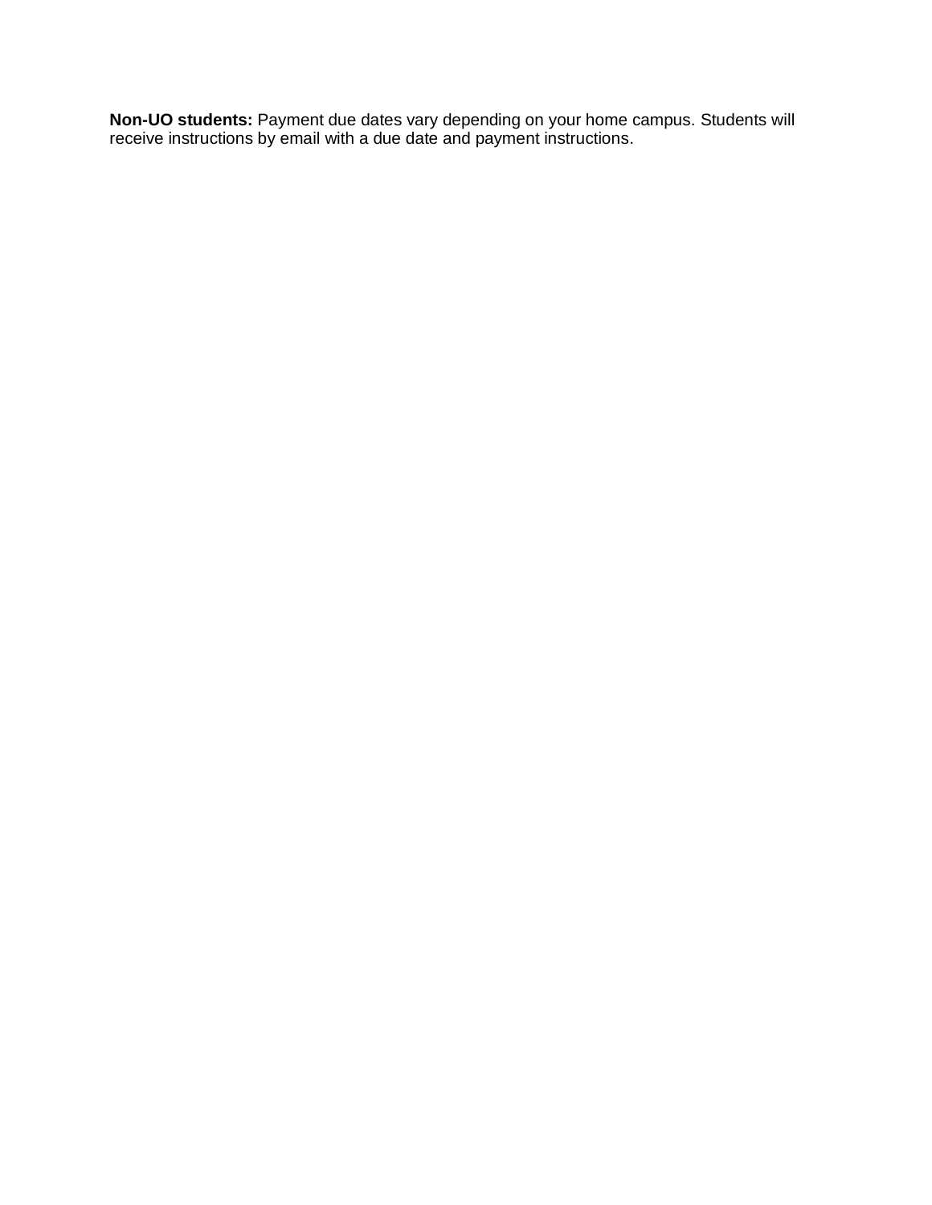**Non-UO students:** Payment due dates vary depending on your home campus. Students will receive instructions by email with a due date and payment instructions.